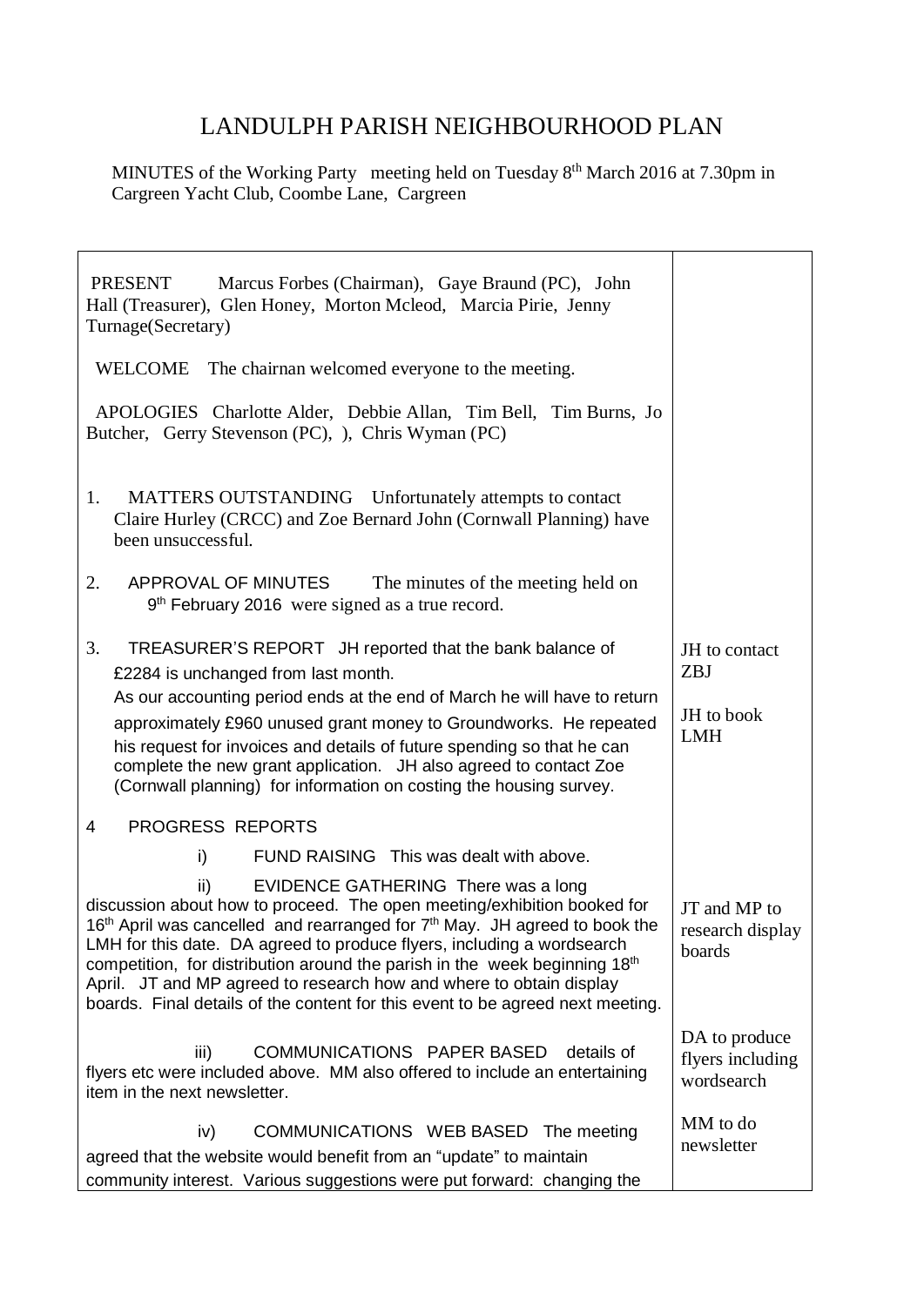# LANDULPH PARISH NEIGHBOURHOOD PLAN

MINUTES of the Working Party meeting held on Tuesday 8th March 2016 at 7.30pm in Cargreen Yacht Club, Coombe Lane, Cargreen

| | |
|---|---|
| PRESENT Marcus Forbes (Chairman), Gaye Braund (PC), John Hall (Treasurer), Glen Honey, Morton Mcleod, Marcia Pirie, Jenny Turnage(Secretary) | |
| WELCOME The chairnan welcomed everyone to the meeting. | |
| APOLOGIES Charlotte Alder, Debbie Allan, Tim Bell, Tim Burns, Jo Butcher, Gerry Stevenson (PC), ), Chris Wyman (PC) | |
| 1. MATTERS OUTSTANDING Unfortunately attempts to contact Claire Hurley (CRCC) and Zoe Bernard John (Cornwall Planning) have been unsuccessful. | |
| 2. APPROVAL OF MINUTES The minutes of the meeting held on 9th February 2016 were signed as a true record. | |
| 3. TREASURER'S REPORT JH reported that the bank balance of £2284 is unchanged from last month. As our accounting period ends at the end of March he will have to return approximately £960 unused grant money to Groundworks. He repeated his request for invoices and details of future spending so that he can complete the new grant application. JH also agreed to contact Zoe (Cornwall planning) for information on costing the housing survey. | JH to contact ZBJ<br><br>JH to book LMH |
| 4 PROGRESS REPORTS | |
| i) FUND RAISING This was dealt with above. | |
| ii) EVIDENCE GATHERING There was a long discussion about how to proceed. The open meeting/exhibition booked for 16th April was cancelled and rearranged for 7th May. JH agreed to book the LMH for this date. DA agreed to produce flyers, including a wordsearch competition, for distribution around the parish in the week beginning 18th April. JT and MP agreed to research how and where to obtain display boards. Final details of the content for this event to be agreed next meeting. | JT and MP to research display boards |
| iii) COMMUNICATIONS PAPER BASED details of flyers etc were included above. MM also offered to include an entertaining item in the next newsletter. | DA to produce flyers including wordsearch |
| iv) COMMUNICATIONS WEB BASED The meeting agreed that the website would benefit from an "update" to maintain community interest. Various suggestions were put forward: changing the | MM to do newsletter |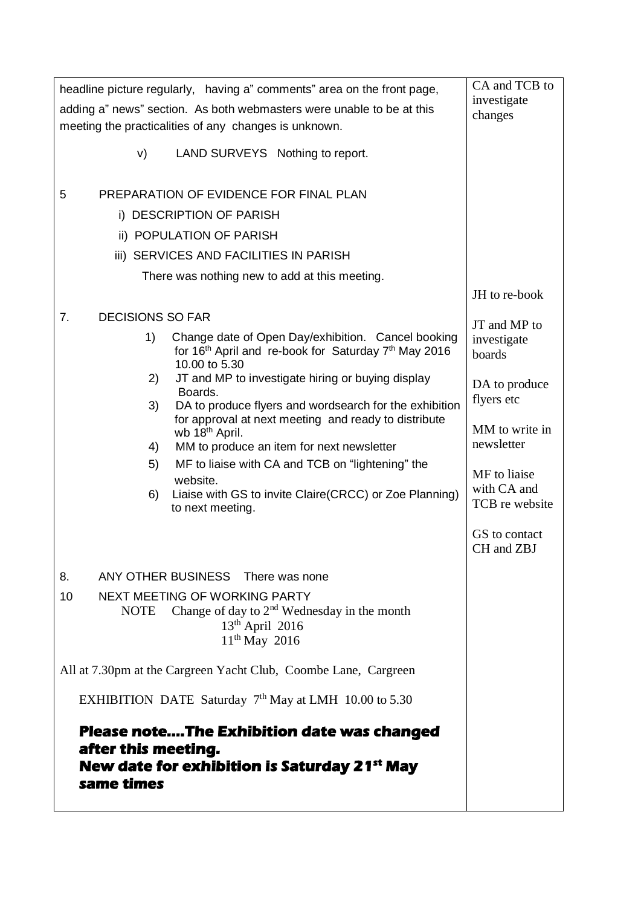| | |
|---|---|
| headline picture regularly, having a" comments" area on the front page, adding a" news" section. As both webmasters were unable to be at this meeting the practicalities of any changes is unknown. | CA and TCB to investigate changes |
| v) LAND SURVEYS Nothing to report. | |
| 5 PREPARATION OF EVIDENCE FOR FINAL PLAN<br>i) DESCRIPTION OF PARISH<br>ii) POPULATION OF PARISH<br>iii) SERVICES AND FACILITIES IN PARISH<br>There was nothing new to add at this meeting. | |
| 7. DECISIONS SO FAR<br>1) Change date of Open Day/exhibition. Cancel booking for 16th April and re-book for Saturday 7th May 2016 10.00 to 5.30<br>2) JT and MP to investigate hiring or buying display Boards.<br>3) DA to produce flyers and wordsearch for the exhibition for approval at next meeting and ready to distribute wb 18th April.<br>4) MM to produce an item for next newsletter<br>5) MF to liaise with CA and TCB on "lightening" the website.<br>6) Liaise with GS to invite Claire(CRCC) or Zoe Planning) to next meeting. | JH to re-book<br>JT and MP to investigate boards<br>DA to produce flyers etc<br>MM to write in newsletter<br>MF to liaise with CA and TCB re website<br>GS to contact CH and ZBJ |
| 8. ANY OTHER BUSINESS There was none | |
| 10 NEXT MEETING OF WORKING PARTY<br>NOTE Change of day to 2nd Wednesday in the month<br>13th April 2016<br>11th May 2016<br><br>All at 7.30pm at the Cargreen Yacht Club, Coombe Lane, Cargreen<br><br>EXHIBITION DATE Saturday 7th May at LMH 10.00 to 5.30<br><br>**Please note....The Exhibition date was changed after this meeting.**<br>**New date for exhibition is Saturday 21st May same times** | |